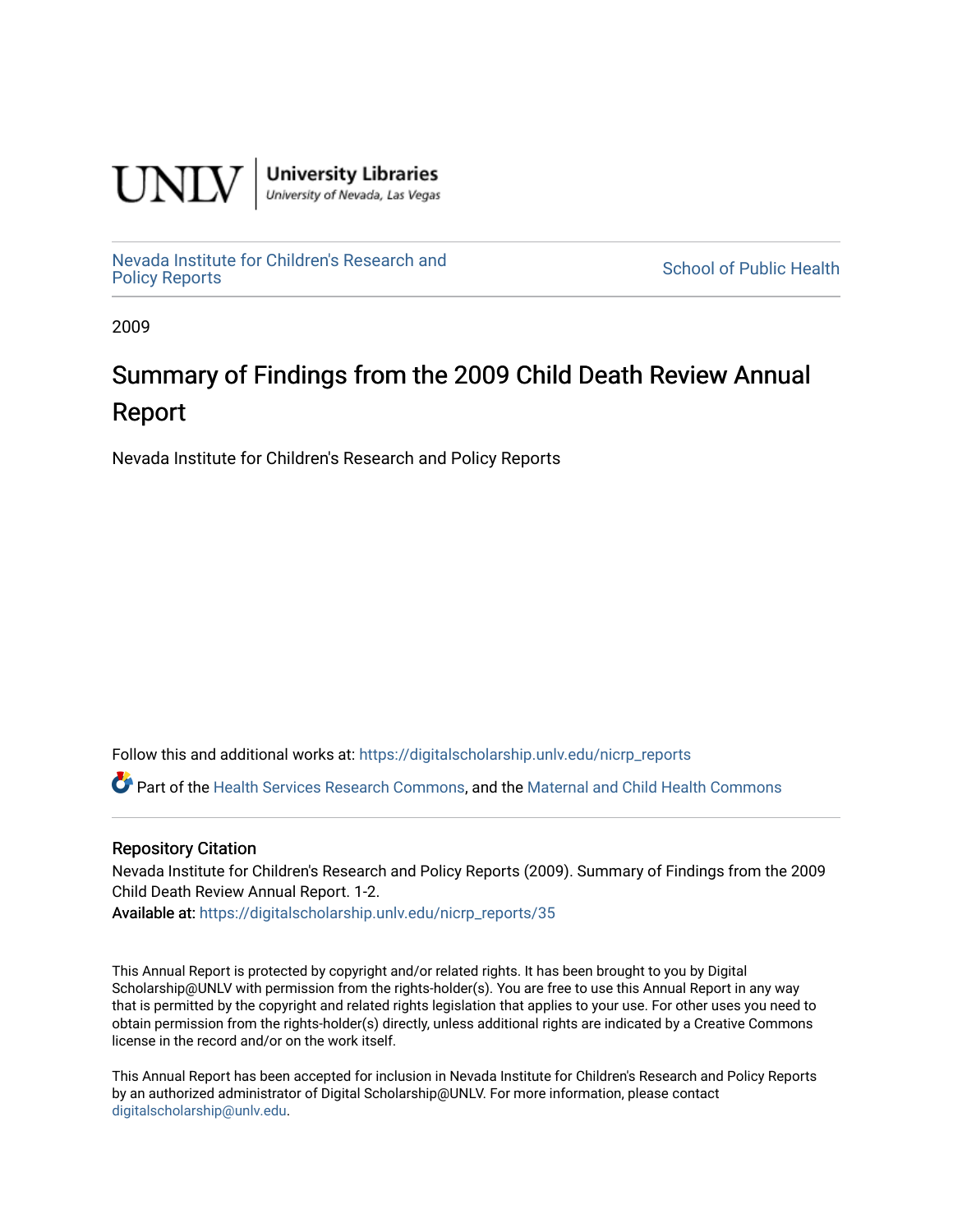UNLV | University Libraries
University of Nevada, Las Vegas

Nevada Institute for Children's Research and Policy Reports

School of Public Health

2009

# Summary of Findings from the 2009 Child Death Review Annual Report

Nevada Institute for Children's Research and Policy Reports

Follow this and additional works at: https://digitalscholarship.unlv.edu/nicrp_reports

Part of the Health Services Research Commons, and the Maternal and Child Health Commons

### Repository Citation

Nevada Institute for Children's Research and Policy Reports (2009). Summary of Findings from the 2009 Child Death Review Annual Report. 1-2.

**Available at:** https://digitalscholarship.unlv.edu/nicrp_reports/35

This Annual Report is protected by copyright and/or related rights. It has been brought to you by Digital Scholarship@UNLV with permission from the rights-holder(s). You are free to use this Annual Report in any way that is permitted by the copyright and related rights legislation that applies to your use. For other uses you need to obtain permission from the rights-holder(s) directly, unless additional rights are indicated by a Creative Commons license in the record and/or on the work itself.

This Annual Report has been accepted for inclusion in Nevada Institute for Children's Research and Policy Reports by an authorized administrator of Digital Scholarship@UNLV. For more information, please contact digitalscholarship@unlv.edu.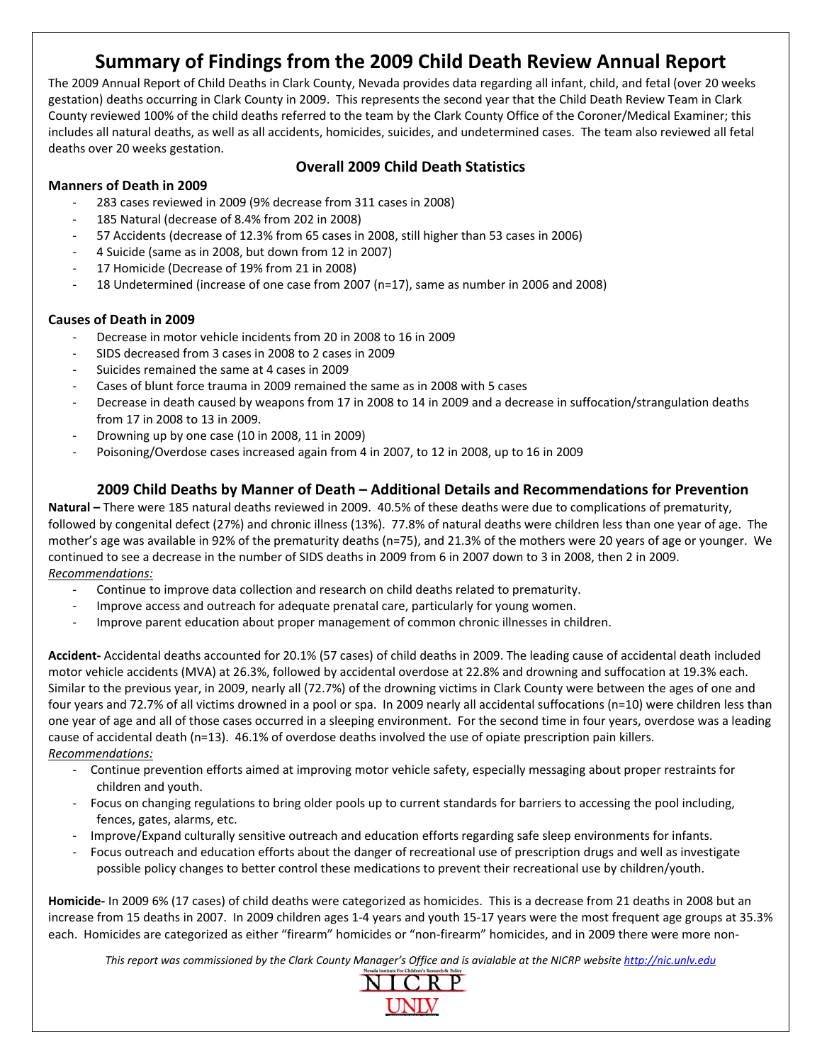# Summary of Findings from the 2009 Child Death Review Annual Report

The 2009 Annual Report of Child Deaths in Clark County, Nevada provides data regarding all infant, child, and fetal (over 20 weeks gestation) deaths occurring in Clark County in 2009. This represents the second year that the Child Death Review Team in Clark County reviewed 100% of the child deaths referred to the team by the Clark County Office of the Coroner/Medical Examiner; this includes all natural deaths, as well as all accidents, homicides, suicides, and undetermined cases. The team also reviewed all fetal deaths over 20 weeks gestation.

## Overall 2009 Child Death Statistics

### Manners of Death in 2009

- 283 cases reviewed in 2009 (9% decrease from 311 cases in 2008)
- 185 Natural (decrease of 8.4% from 202 in 2008)
- 57 Accidents (decrease of 12.3% from 65 cases in 2008, still higher than 53 cases in 2006)
- 4 Suicide (same as in 2008, but down from 12 in 2007)
- 17 Homicide (Decrease of 19% from 21 in 2008)
- 18 Undetermined (increase of one case from 2007 (n=17), same as number in 2006 and 2008)

### Causes of Death in 2009

- Decrease in motor vehicle incidents from 20 in 2008 to 16 in 2009
- SIDS decreased from 3 cases in 2008 to 2 cases in 2009
- Suicides remained the same at 4 cases in 2009
- Cases of blunt force trauma in 2009 remained the same as in 2008 with 5 cases
- Decrease in death caused by weapons from 17 in 2008 to 14 in 2009 and a decrease in suffocation/strangulation deaths from 17 in 2008 to 13 in 2009.
- Drowning up by one case (10 in 2008, 11 in 2009)
- Poisoning/Overdose cases increased again from 4 in 2007, to 12 in 2008, up to 16 in 2009

## 2009 Child Deaths by Manner of Death – Additional Details and Recommendations for Prevention

**Natural –** There were 185 natural deaths reviewed in 2009. 40.5% of these deaths were due to complications of prematurity, followed by congenital defect (27%) and chronic illness (13%). 77.8% of natural deaths were children less than one year of age. The mother's age was available in 92% of the prematurity deaths (n=75), and 21.3% of the mothers were 20 years of age or younger. We continued to see a decrease in the number of SIDS deaths in 2009 from 6 in 2007 down to 3 in 2008, then 2 in 2009.

*Recommendations:*

- Continue to improve data collection and research on child deaths related to prematurity.
- Improve access and outreach for adequate prenatal care, particularly for young women.
- Improve parent education about proper management of common chronic illnesses in children.

**Accident-** Accidental deaths accounted for 20.1% (57 cases) of child deaths in 2009. The leading cause of accidental death included motor vehicle accidents (MVA) at 26.3%, followed by accidental overdose at 22.8% and drowning and suffocation at 19.3% each. Similar to the previous year, in 2009, nearly all (72.7%) of the drowning victims in Clark County were between the ages of one and four years and 72.7% of all victims drowned in a pool or spa. In 2009 nearly all accidental suffocations (n=10) were children less than one year of age and all of those cases occurred in a sleeping environment. For the second time in four years, overdose was a leading cause of accidental death (n=13). 46.1% of overdose deaths involved the use of opiate prescription pain killers.

*Recommendations:*

- Continue prevention efforts aimed at improving motor vehicle safety, especially messaging about proper restraints for children and youth.
- Focus on changing regulations to bring older pools up to current standards for barriers to accessing the pool including, fences, gates, alarms, etc.
- Improve/Expand culturally sensitive outreach and education efforts regarding safe sleep environments for infants.
- Focus outreach and education efforts about the danger of recreational use of prescription drugs and well as investigate possible policy changes to better control these medications to prevent their recreational use by children/youth.

**Homicide-** In 2009 6% (17 cases) of child deaths were categorized as homicides. This is a decrease from 21 deaths in 2008 but an increase from 15 deaths in 2007. In 2009 children ages 1-4 years and youth 15-17 years were the most frequent age groups at 35.3% each. Homicides are categorized as either "firearm" homicides or "non-firearm" homicides, and in 2009 there were more non-

*This report was commissioned by the Clark County Manager's Office and is avialable at the NICRP website http://nic.unlv.edu*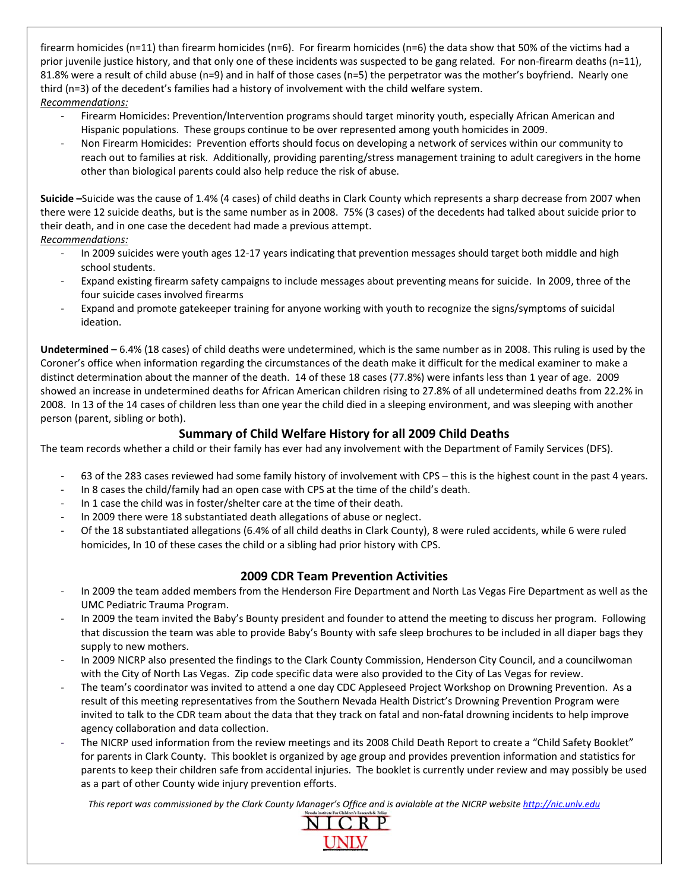firearm homicides (n=11) than firearm homicides (n=6). For firearm homicides (n=6) the data show that 50% of the victims had a prior juvenile justice history, and that only one of these incidents was suspected to be gang related. For non-firearm deaths (n=11), 81.8% were a result of child abuse (n=9) and in half of those cases (n=5) the perpetrator was the mother's boyfriend. Nearly one third (n=3) of the decedent's families had a history of involvement with the child welfare system.

*Recommendations:*

- Firearm Homicides: Prevention/Intervention programs should target minority youth, especially African American and Hispanic populations. These groups continue to be over represented among youth homicides in 2009.
- Non Firearm Homicides: Prevention efforts should focus on developing a network of services within our community to reach out to families at risk. Additionally, providing parenting/stress management training to adult caregivers in the home other than biological parents could also help reduce the risk of abuse.

**Suicide –**Suicide was the cause of 1.4% (4 cases) of child deaths in Clark County which represents a sharp decrease from 2007 when there were 12 suicide deaths, but is the same number as in 2008. 75% (3 cases) of the decedents had talked about suicide prior to their death, and in one case the decedent had made a previous attempt.

*Recommendations:*

- In 2009 suicides were youth ages 12-17 years indicating that prevention messages should target both middle and high school students.
- Expand existing firearm safety campaigns to include messages about preventing means for suicide. In 2009, three of the four suicide cases involved firearms
- Expand and promote gatekeeper training for anyone working with youth to recognize the signs/symptoms of suicidal ideation.

**Undetermined** – 6.4% (18 cases) of child deaths were undetermined, which is the same number as in 2008. This ruling is used by the Coroner's office when information regarding the circumstances of the death make it difficult for the medical examiner to make a distinct determination about the manner of the death. 14 of these 18 cases (77.8%) were infants less than 1 year of age. 2009 showed an increase in undetermined deaths for African American children rising to 27.8% of all undetermined deaths from 22.2% in 2008. In 13 of the 14 cases of children less than one year the child died in a sleeping environment, and was sleeping with another person (parent, sibling or both).

## Summary of Child Welfare History for all 2009 Child Deaths

The team records whether a child or their family has ever had any involvement with the Department of Family Services (DFS).

- 63 of the 283 cases reviewed had some family history of involvement with CPS – this is the highest count in the past 4 years.
- In 8 cases the child/family had an open case with CPS at the time of the child's death.
- In 1 case the child was in foster/shelter care at the time of their death.
- In 2009 there were 18 substantiated death allegations of abuse or neglect.
- Of the 18 substantiated allegations (6.4% of all child deaths in Clark County), 8 were ruled accidents, while 6 were ruled homicides, In 10 of these cases the child or a sibling had prior history with CPS.

## 2009 CDR Team Prevention Activities

- In 2009 the team added members from the Henderson Fire Department and North Las Vegas Fire Department as well as the UMC Pediatric Trauma Program.
- In 2009 the team invited the Baby's Bounty president and founder to attend the meeting to discuss her program. Following that discussion the team was able to provide Baby's Bounty with safe sleep brochures to be included in all diaper bags they supply to new mothers.
- In 2009 NICRP also presented the findings to the Clark County Commission, Henderson City Council, and a councilwoman with the City of North Las Vegas. Zip code specific data were also provided to the City of Las Vegas for review.
- The team's coordinator was invited to attend a one day CDC Appleseed Project Workshop on Drowning Prevention. As a result of this meeting representatives from the Southern Nevada Health District's Drowning Prevention Program were invited to talk to the CDR team about the data that they track on fatal and non-fatal drowning incidents to help improve agency collaboration and data collection.
- The NICRP used information from the review meetings and its 2008 Child Death Report to create a "Child Safety Booklet" for parents in Clark County. This booklet is organized by age group and provides prevention information and statistics for parents to keep their children safe from accidental injuries. The booklet is currently under review and may possibly be used as a part of other County wide injury prevention efforts.

*This report was commissioned by the Clark County Manager's Office and is avialable at the NICRP website http://nic.unlv.edu*

Nevada Institute For Children's Research & Policy

NICRP

UNLV